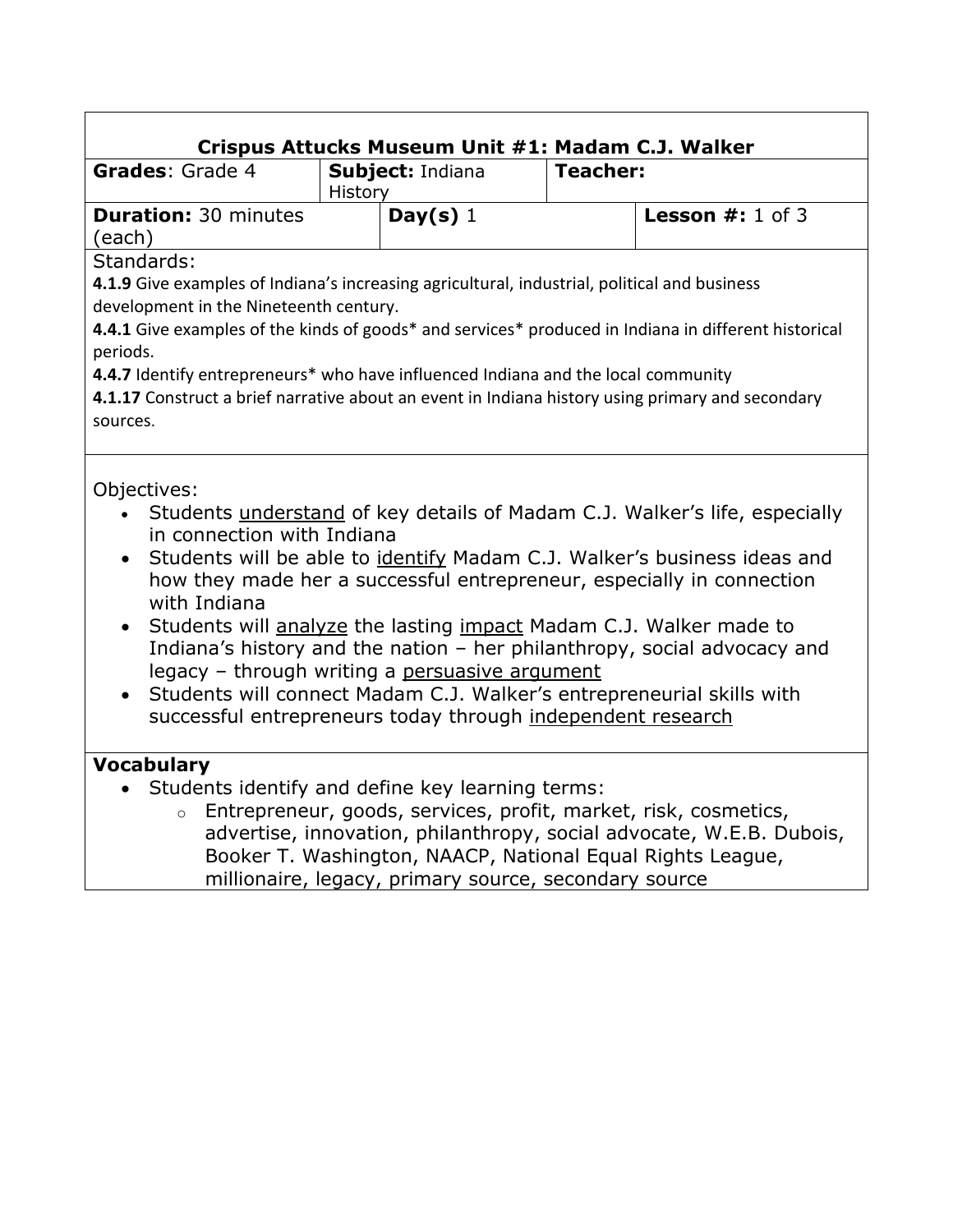# Crispus Attucks Museum Unit #1: Madam C.J. Walker

| **Grades**: Grade 4 | **Subject:** Indiana History | **Teacher:** |
|---|---|---|

| **Duration:** 30 minutes (each) | **Day(s)** 1 | **Lesson #:** 1 of 3 |
|---|---|---|

Standards:

**4.1.9** Give examples of Indiana's increasing agricultural, industrial, political and business development in the Nineteenth century.

**4.4.1** Give examples of the kinds of goods* and services* produced in Indiana in different historical periods.

**4.4.7** Identify entrepreneurs* who have influenced Indiana and the local community

**4.1.17** Construct a brief narrative about an event in Indiana history using primary and secondary sources.

Objectives:

- Students <u>understand</u> of key details of Madam C.J. Walker's life, especially in connection with Indiana
- Students will be able to <u>identify</u> Madam C.J. Walker's business ideas and how they made her a successful entrepreneur, especially in connection with Indiana
- Students will <u>analyze</u> the lasting <u>impact</u> Madam C.J. Walker made to Indiana's history and the nation – her philanthropy, social advocacy and legacy – through writing a <u>persuasive argument</u>
- Students will connect Madam C.J. Walker's entrepreneurial skills with successful entrepreneurs today through <u>independent research</u>

**Vocabulary**

- Students identify and define key learning terms:
  - Entrepreneur, goods, services, profit, market, risk, cosmetics, advertise, innovation, philanthropy, social advocate, W.E.B. Dubois, Booker T. Washington, NAACP, National Equal Rights League, millionaire, legacy, primary source, secondary source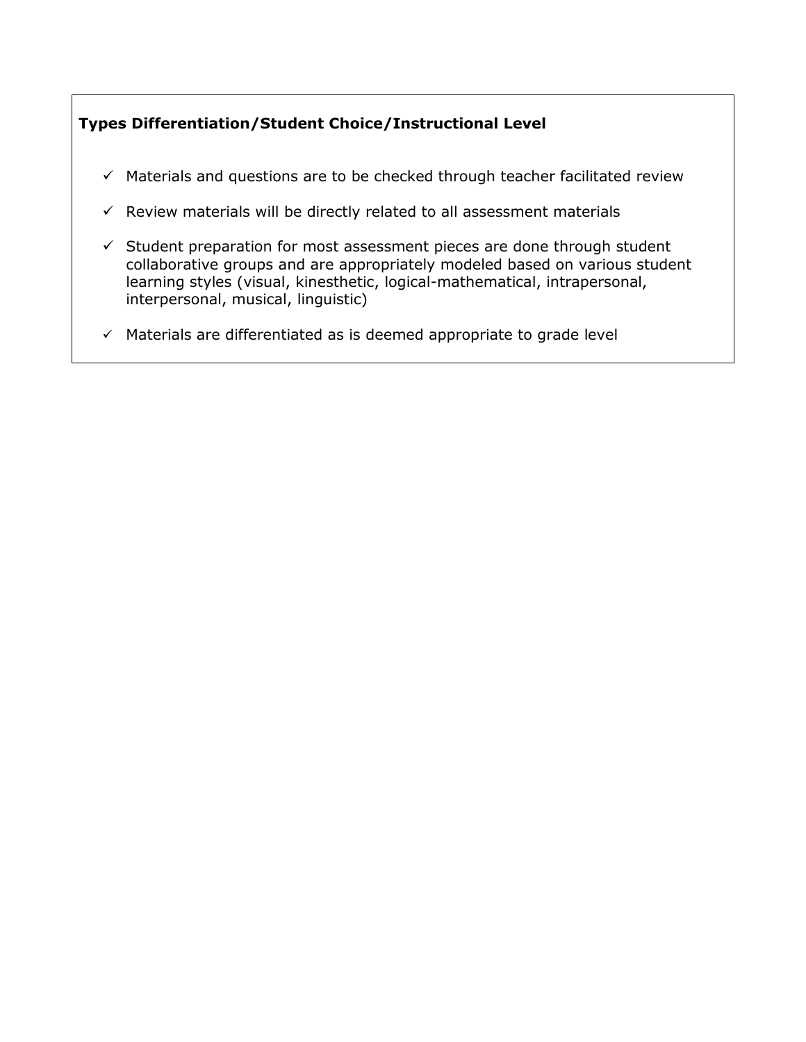**Types Differentiation/Student Choice/Instructional Level**

- ✓ Materials and questions are to be checked through teacher facilitated review
- ✓ Review materials will be directly related to all assessment materials
- ✓ Student preparation for most assessment pieces are done through student collaborative groups and are appropriately modeled based on various student learning styles (visual, kinesthetic, logical-mathematical, intrapersonal, interpersonal, musical, linguistic)
- ✓ Materials are differentiated as is deemed appropriate to grade level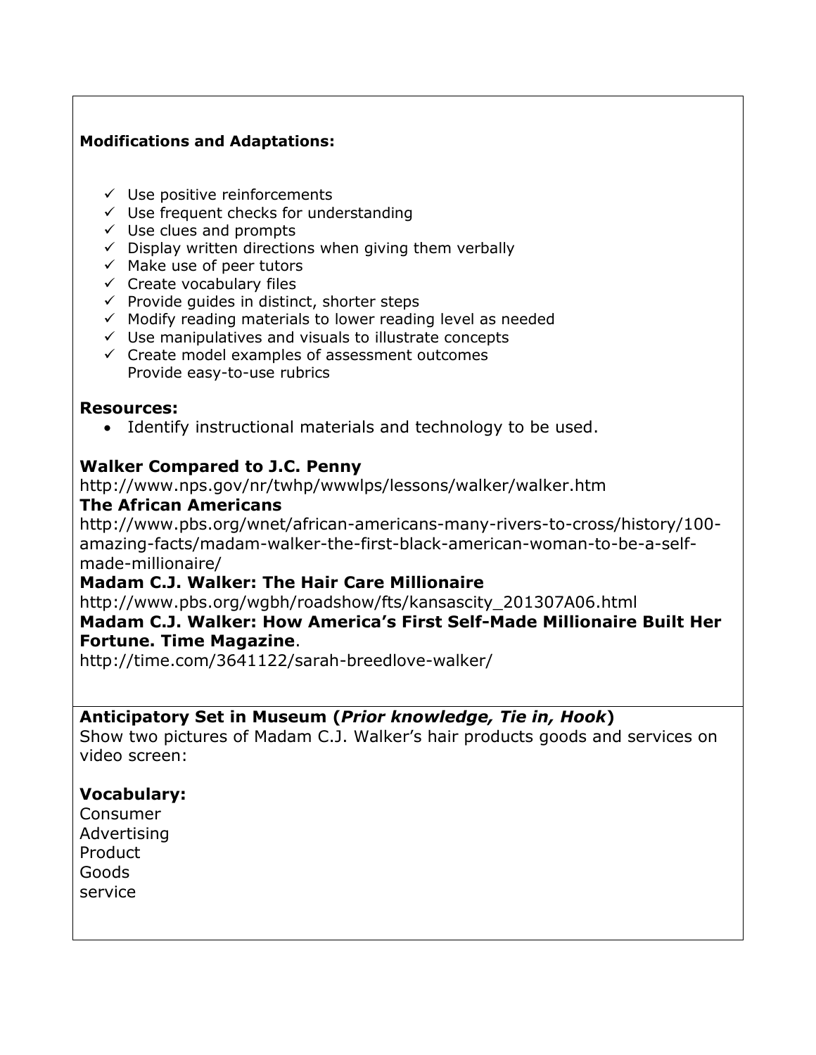**Modifications and Adaptations:**

- ✓ Use positive reinforcements
- ✓ Use frequent checks for understanding
- ✓ Use clues and prompts
- ✓ Display written directions when giving them verbally
- ✓ Make use of peer tutors
- ✓ Create vocabulary files
- ✓ Provide guides in distinct, shorter steps
- ✓ Modify reading materials to lower reading level as needed
- ✓ Use manipulatives and visuals to illustrate concepts
- ✓ Create model examples of assessment outcomes
  Provide easy-to-use rubrics

## Resources:

- Identify instructional materials and technology to be used.

**Walker Compared to J.C. Penny**
http://www.nps.gov/nr/twhp/wwwlps/lessons/walker/walker.htm
**The African Americans**
http://www.pbs.org/wnet/african-americans-many-rivers-to-cross/history/100-amazing-facts/madam-walker-the-first-black-american-woman-to-be-a-self-made-millionaire/
**Madam C.J. Walker: The Hair Care Millionaire**
http://www.pbs.org/wgbh/roadshow/fts/kansascity_201307A06.html
**Madam C.J. Walker: How America's First Self-Made Millionaire Built Her Fortune. Time Magazine**.
http://time.com/3641122/sarah-breedlove-walker/

## Anticipatory Set in Museum (*Prior knowledge, Tie in, Hook*)

Show two pictures of Madam C.J. Walker's hair products goods and services on video screen:

## Vocabulary:

Consumer
Advertising
Product
Goods
service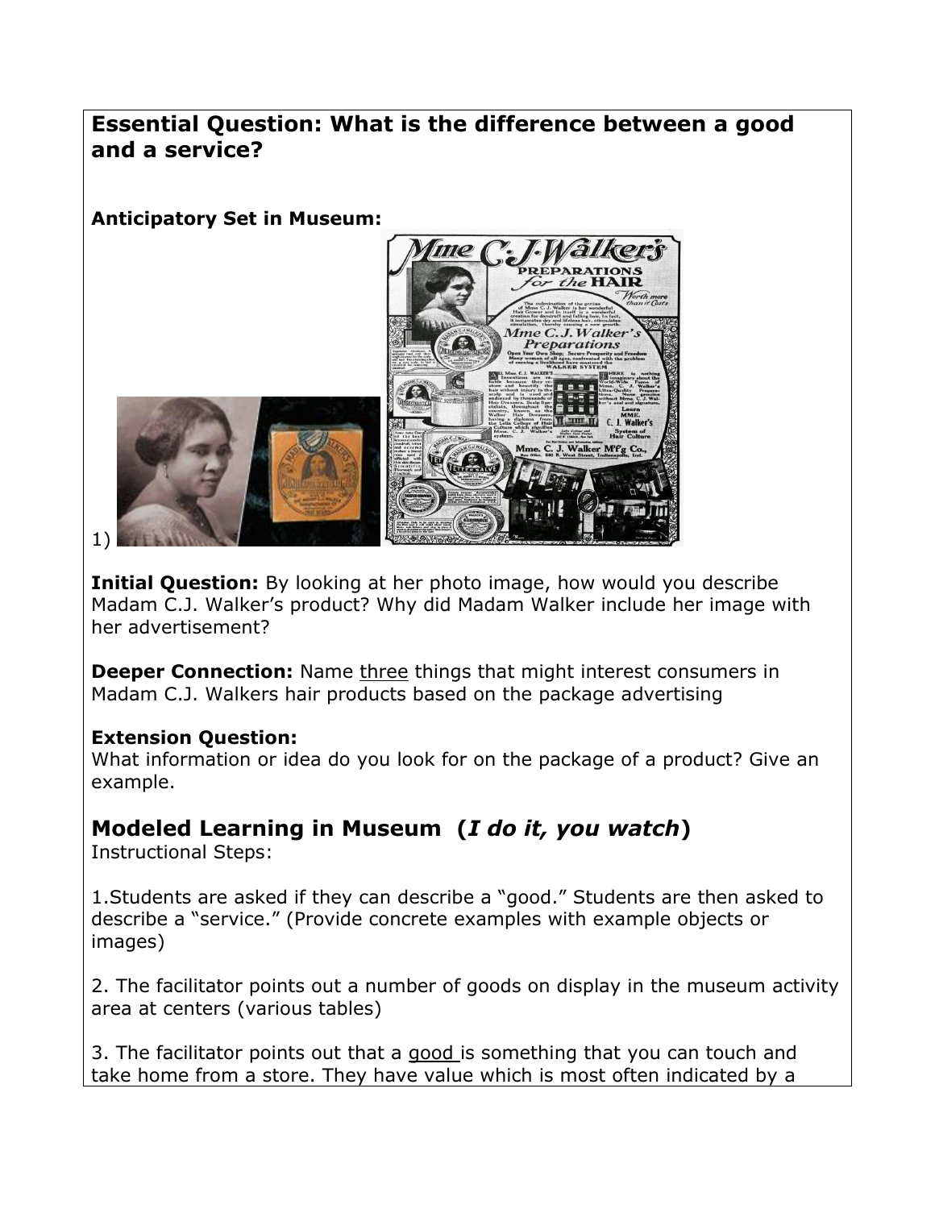## Essential Question: What is the difference between a good and a service?

**Anticipatory Set in Museum:**

1)

**Initial Question:** By looking at her photo image, how would you describe Madam C.J. Walker's product? Why did Madam Walker include her image with her advertisement?

**Deeper Connection:** Name three things that might interest consumers in Madam C.J. Walkers hair products based on the package advertising

**Extension Question:**
What information or idea do you look for on the package of a product? Give an example.

## Modeled Learning in Museum (*I do it, you watch*)

Instructional Steps:

1.Students are asked if they can describe a "good." Students are then asked to describe a "service." (Provide concrete examples with example objects or images)

2. The facilitator points out a number of goods on display in the museum activity area at centers (various tables)

3. The facilitator points out that a good is something that you can touch and take home from a store. They have value which is most often indicated by a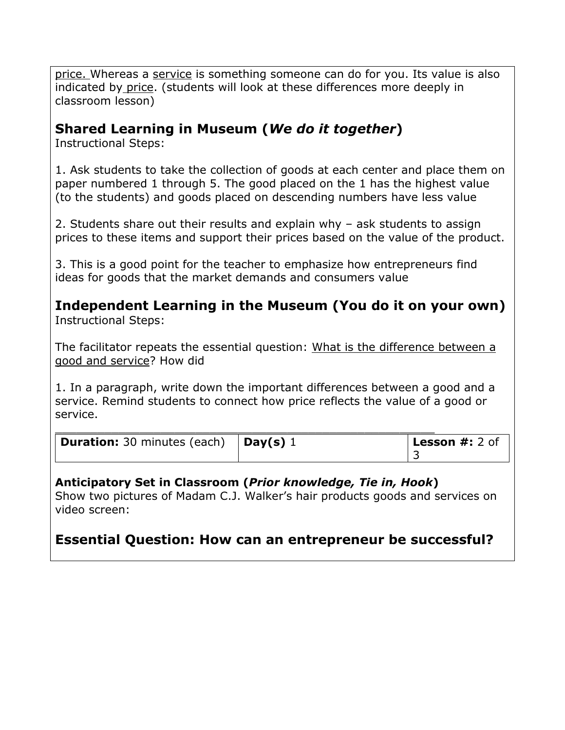price. Whereas a service is something someone can do for you. Its value is also indicated by price. (students will look at these differences more deeply in classroom lesson)

## Shared Learning in Museum (*We do it together*)

Instructional Steps:

1. Ask students to take the collection of goods at each center and place them on paper numbered 1 through 5. The good placed on the 1 has the highest value (to the students) and goods placed on descending numbers have less value

2. Students share out their results and explain why – ask students to assign prices to these items and support their prices based on the value of the product.

3. This is a good point for the teacher to emphasize how entrepreneurs find ideas for goods that the market demands and consumers value

## Independent Learning in the Museum (You do it on your own)

Instructional Steps:

The facilitator repeats the essential question: What is the difference between a good and service? How did

1. In a paragraph, write down the important differences between a good and a service. Remind students to connect how price reflects the value of a good or service.

| **Duration:** 30 minutes (each) | **Day(s)** 1 | **Lesson #:** 2 of 3 |
|---|---|---|

**Anticipatory Set in Classroom (*Prior knowledge, Tie in, Hook*)**
Show two pictures of Madam C.J. Walker's hair products goods and services on video screen:

## Essential Question: How can an entrepreneur be successful?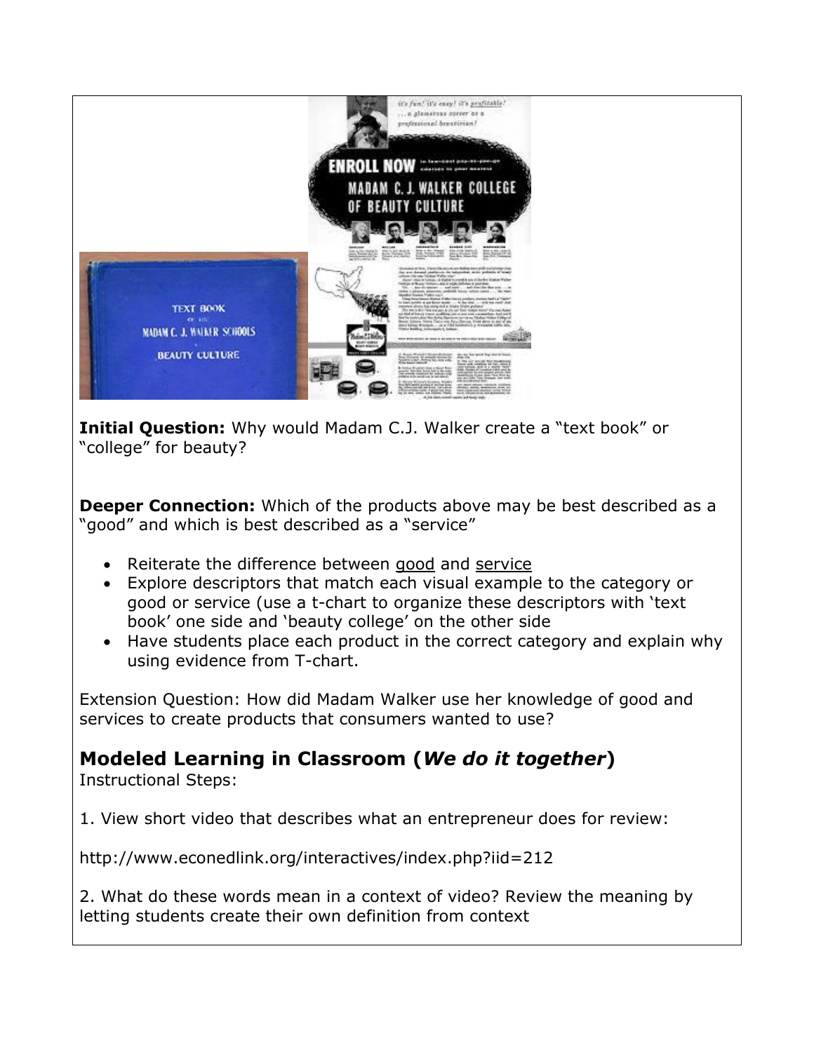**Initial Question:** Why would Madam C.J. Walker create a "text book" or "college" for beauty?

**Deeper Connection:** Which of the products above may be best described as a "good" and which is best described as a "service"

- Reiterate the difference between good and service
- Explore descriptors that match each visual example to the category or good or service (use a t-chart to organize these descriptors with 'text book' one side and 'beauty college' on the other side
- Have students place each product in the correct category and explain why using evidence from T-chart.

Extension Question: How did Madam Walker use her knowledge of good and services to create products that consumers wanted to use?

## Modeled Learning in Classroom (*We do it together*)

Instructional Steps:

1. View short video that describes what an entrepreneur does for review:

http://www.econedlink.org/interactives/index.php?iid=212

2. What do these words mean in a context of video? Review the meaning by letting students create their own definition from context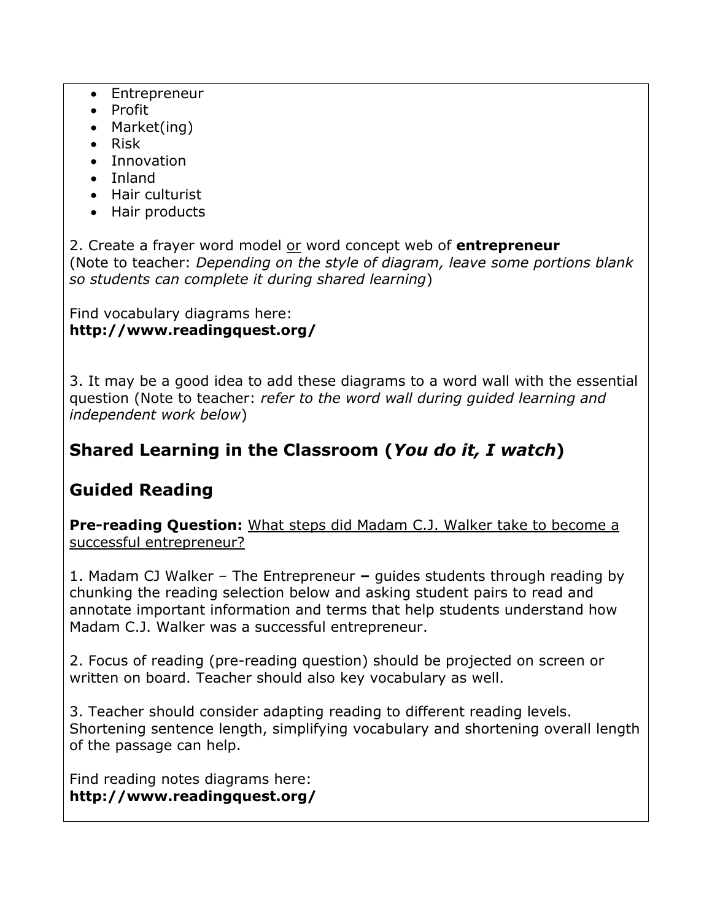- Entrepreneur
- Profit
- Market(ing)
- Risk
- Innovation
- Inland
- Hair culturist
- Hair products

2. Create a frayer word model <u>or</u> word concept web of **entrepreneur** (Note to teacher: *Depending on the style of diagram, leave some portions blank so students can complete it during shared learning*)

Find vocabulary diagrams here:
**http://www.readingquest.org/**

3. It may be a good idea to add these diagrams to a word wall with the essential question (Note to teacher: *refer to the word wall during guided learning and independent work below*)

## Shared Learning in the Classroom (*You do it, I watch*)

## Guided Reading

**Pre-reading Question:** <u>What steps did Madam C.J. Walker take to become a successful entrepreneur?</u>

1. Madam CJ Walker – The Entrepreneur **–** guides students through reading by chunking the reading selection below and asking student pairs to read and annotate important information and terms that help students understand how Madam C.J. Walker was a successful entrepreneur.

2. Focus of reading (pre-reading question) should be projected on screen or written on board. Teacher should also key vocabulary as well.

3. Teacher should consider adapting reading to different reading levels. Shortening sentence length, simplifying vocabulary and shortening overall length of the passage can help.

Find reading notes diagrams here:
**http://www.readingquest.org/**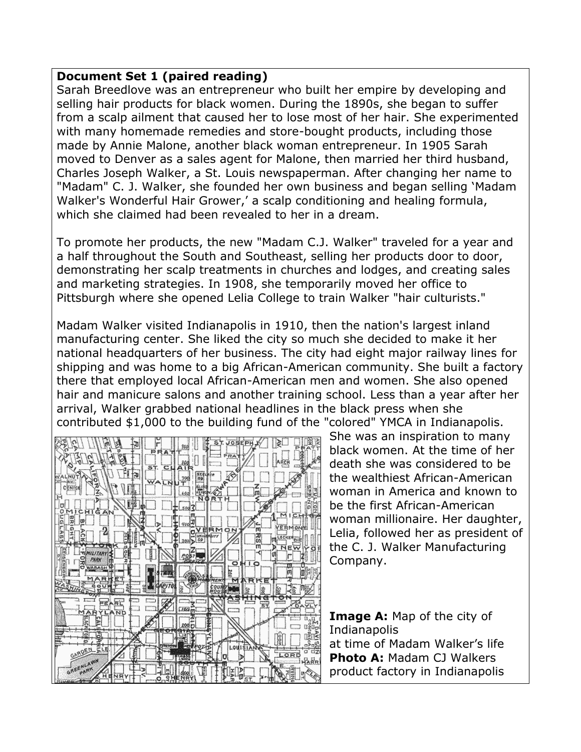**Document Set 1 (paired reading)**

Sarah Breedlove was an entrepreneur who built her empire by developing and selling hair products for black women. During the 1890s, she began to suffer from a scalp ailment that caused her to lose most of her hair. She experimented with many homemade remedies and store-bought products, including those made by Annie Malone, another black woman entrepreneur. In 1905 Sarah moved to Denver as a sales agent for Malone, then married her third husband, Charles Joseph Walker, a St. Louis newspaperman. After changing her name to "Madam" C. J. Walker, she founded her own business and began selling 'Madam Walker's Wonderful Hair Grower,' a scalp conditioning and healing formula, which she claimed had been revealed to her in a dream.

To promote her products, the new "Madam C.J. Walker" traveled for a year and a half throughout the South and Southeast, selling her products door to door, demonstrating her scalp treatments in churches and lodges, and creating sales and marketing strategies. In 1908, she temporarily moved her office to Pittsburgh where she opened Lelia College to train Walker "hair culturists."

Madam Walker visited Indianapolis in 1910, then the nation's largest inland manufacturing center. She liked the city so much she decided to make it her national headquarters of her business. The city had eight major railway lines for shipping and was home to a big African-American community. She built a factory there that employed local African-American men and women. She also opened hair and manicure salons and another training school. Less than a year after her arrival, Walker grabbed national headlines in the black press when she contributed $1,000 to the building fund of the "colored" YMCA in Indianapolis. She was an inspiration to many black women. At the time of her death she was considered to be the wealthiest African-American woman in America and known to be the first African-American woman millionaire. Her daughter, Lelia, followed her as president of the C. J. Walker Manufacturing Company.

**Image A:** Map of the city of Indianapolis at time of Madam Walker's life

**Photo A:** Madam CJ Walkers product factory in Indianapolis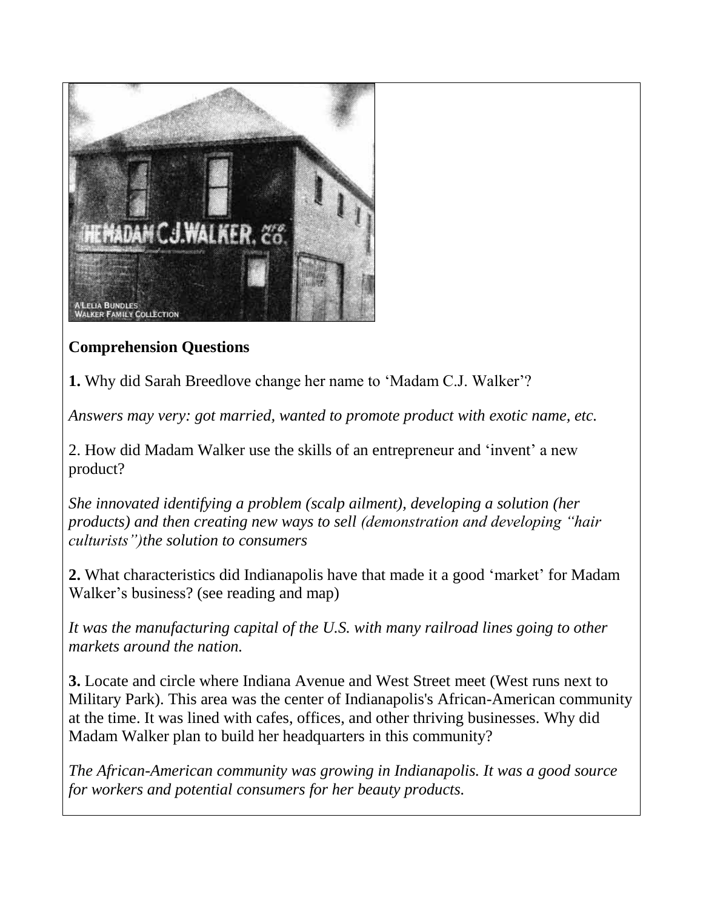## Comprehension Questions

**1.** Why did Sarah Breedlove change her name to 'Madam C.J. Walker'?

*Answers may very: got married, wanted to promote product with exotic name, etc.*

2. How did Madam Walker use the skills of an entrepreneur and 'invent' a new product?

*She innovated identifying a problem (scalp ailment), developing a solution (her products) and then creating new ways to sell (demonstration and developing "hair culturists")the solution to consumers*

**2.** What characteristics did Indianapolis have that made it a good 'market' for Madam Walker's business? (see reading and map)

*It was the manufacturing capital of the U.S. with many railroad lines going to other markets around the nation.*

**3.** Locate and circle where Indiana Avenue and West Street meet (West runs next to Military Park). This area was the center of Indianapolis's African-American community at the time. It was lined with cafes, offices, and other thriving businesses. Why did Madam Walker plan to build her headquarters in this community?

*The African-American community was growing in Indianapolis. It was a good source for workers and potential consumers for her beauty products.*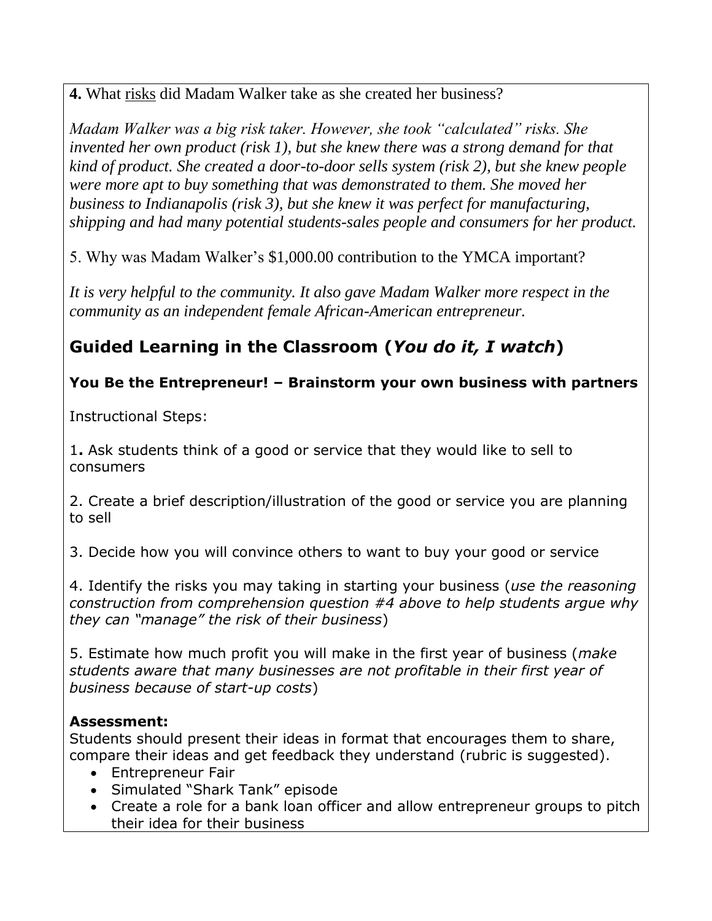**4.** What risks did Madam Walker take as she created her business?

*Madam Walker was a big risk taker. However, she took "calculated" risks. She invented her own product (risk 1), but she knew there was a strong demand for that kind of product. She created a door-to-door sells system (risk 2), but she knew people were more apt to buy something that was demonstrated to them. She moved her business to Indianapolis (risk 3), but she knew it was perfect for manufacturing, shipping and had many potential students-sales people and consumers for her product.*

5. Why was Madam Walker's $1,000.00 contribution to the YMCA important?

*It is very helpful to the community. It also gave Madam Walker more respect in the community as an independent female African-American entrepreneur.*

## Guided Learning in the Classroom (*You do it, I watch*)

### You Be the Entrepreneur! – Brainstorm your own business with partners

Instructional Steps:

1**.** Ask students think of a good or service that they would like to sell to consumers

2. Create a brief description/illustration of the good or service you are planning to sell

3. Decide how you will convince others to want to buy your good or service

4. Identify the risks you may taking in starting your business (*use the reasoning construction from comprehension question #4 above to help students argue why they can "manage" the risk of their business*)

5. Estimate how much profit you will make in the first year of business (*make students aware that many businesses are not profitable in their first year of business because of start-up costs*)

**Assessment:**
Students should present their ideas in format that encourages them to share, compare their ideas and get feedback they understand (rubric is suggested).

- Entrepreneur Fair
- Simulated "Shark Tank" episode
- Create a role for a bank loan officer and allow entrepreneur groups to pitch their idea for their business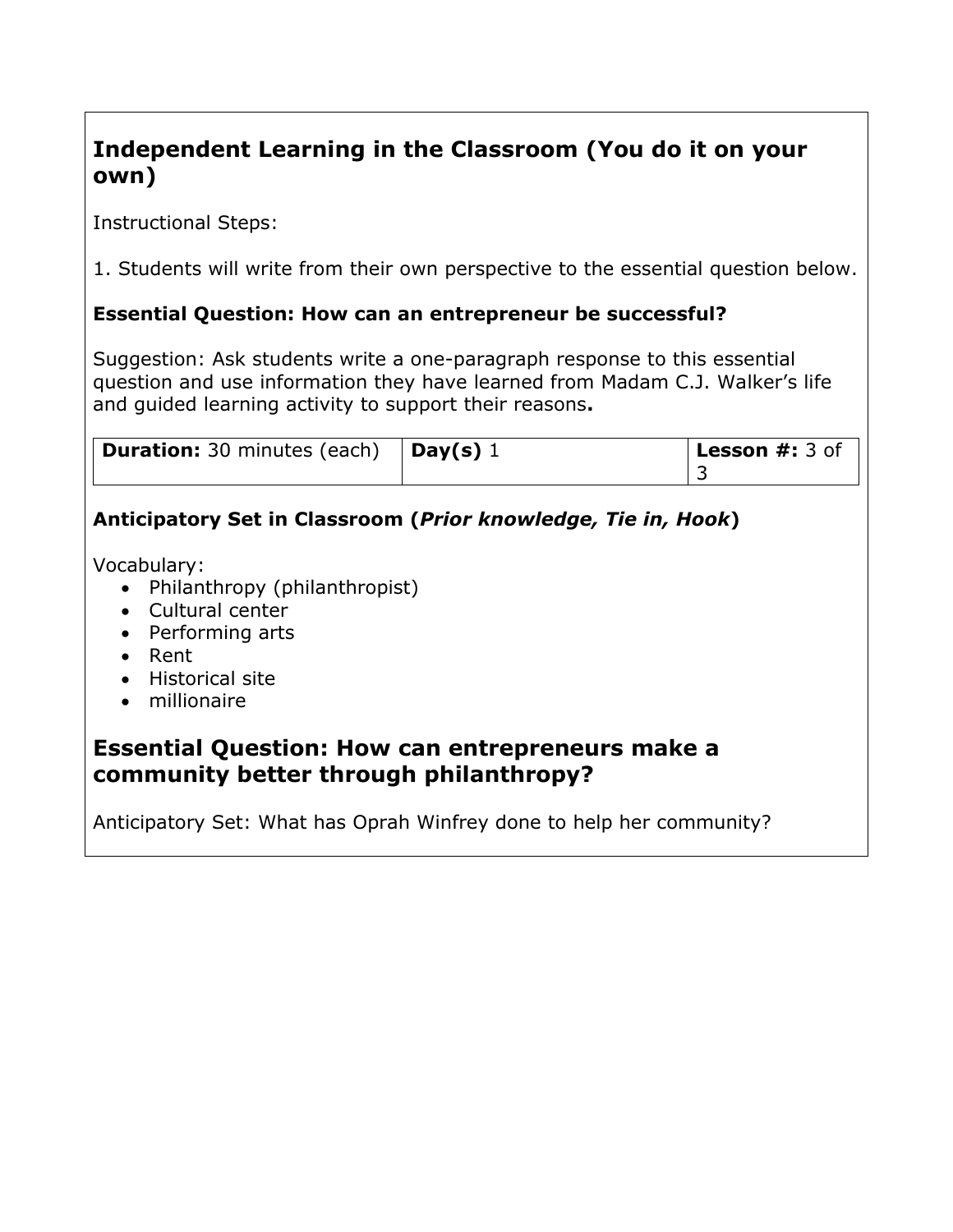## Independent Learning in the Classroom (You do it on your own)

Instructional Steps:

1. Students will write from their own perspective to the essential question below.

**Essential Question: How can an entrepreneur be successful?**

Suggestion: Ask students write a one-paragraph response to this essential question and use information they have learned from Madam C.J. Walker's life and guided learning activity to support their reasons**.**

| **Duration:** 30 minutes (each) | **Day(s)** 1 | **Lesson #:** 3 of 3 |
|---|---|---|

**Anticipatory Set in Classroom (*Prior knowledge, Tie in, Hook*)**

Vocabulary:

- Philanthropy (philanthropist)
- Cultural center
- Performing arts
- Rent
- Historical site
- millionaire

## Essential Question: How can entrepreneurs make a community better through philanthropy?

Anticipatory Set: What has Oprah Winfrey done to help her community?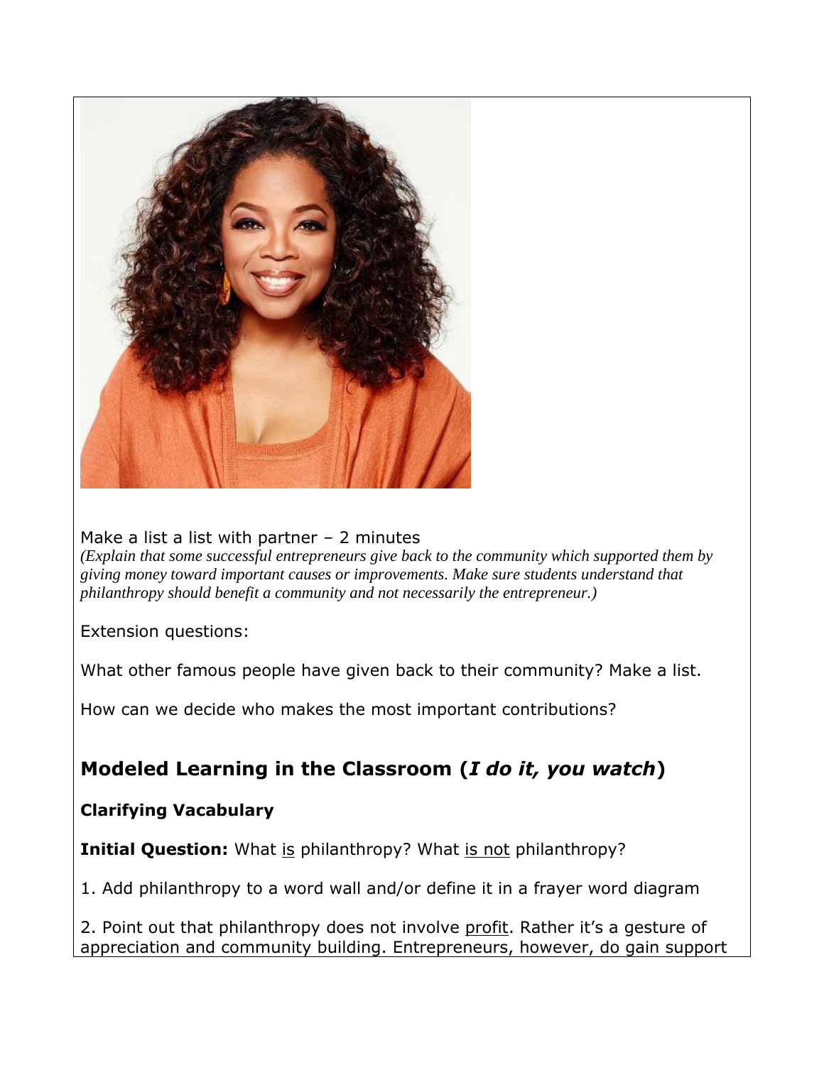Make a list a list with partner – 2 minutes

*(Explain that some successful entrepreneurs give back to the community which supported them by giving money toward important causes or improvements. Make sure students understand that philanthropy should benefit a community and not necessarily the entrepreneur.)*

Extension questions:

What other famous people have given back to their community? Make a list.

How can we decide who makes the most important contributions?

## Modeled Learning in the Classroom (*I do it, you watch*)

### Clarifying Vacabulary

**Initial Question:** What is philanthropy? What is not philanthropy?

1. Add philanthropy to a word wall and/or define it in a frayer word diagram

2. Point out that philanthropy does not involve profit. Rather it's a gesture of appreciation and community building. Entrepreneurs, however, do gain support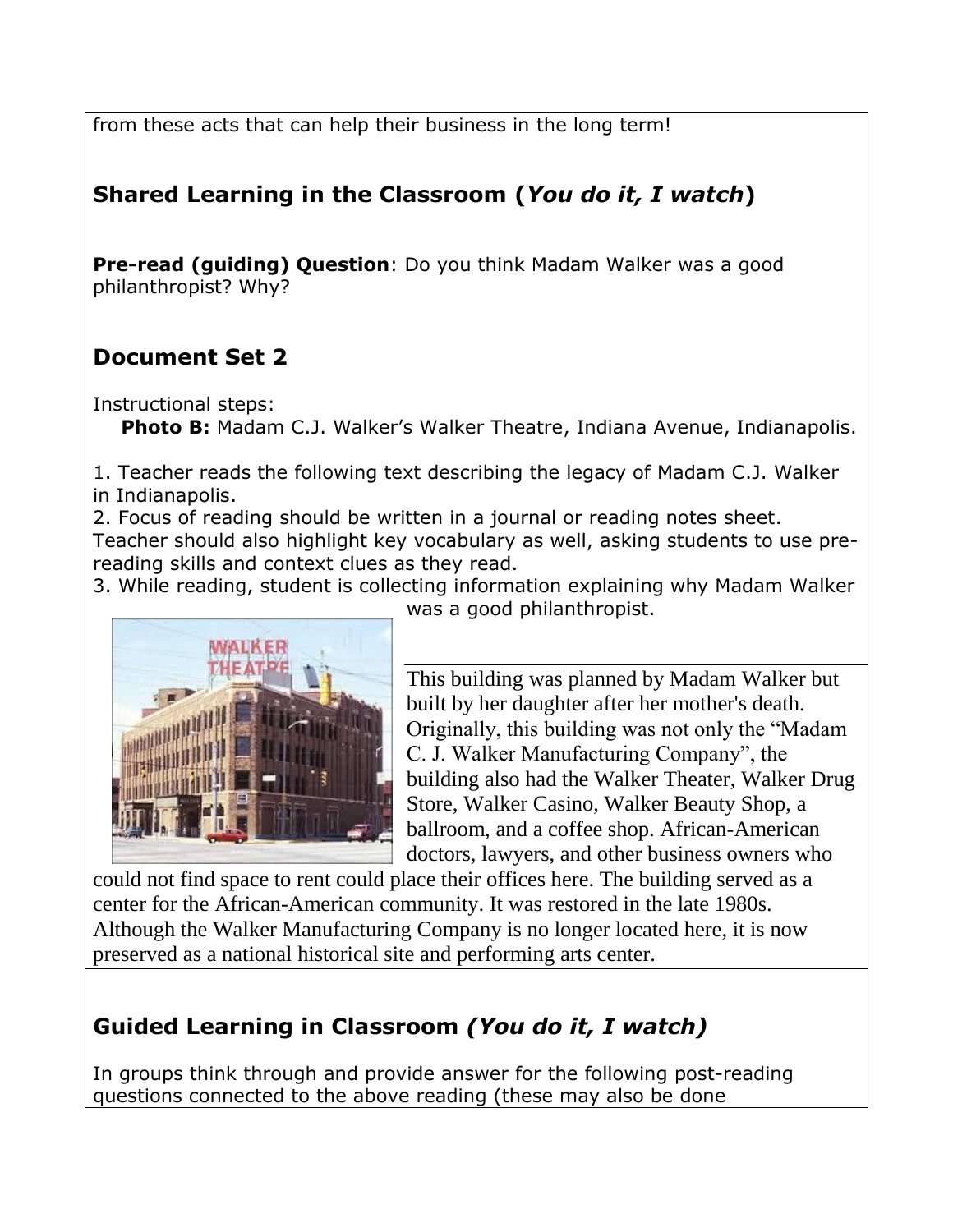from these acts that can help their business in the long term!

## Shared Learning in the Classroom (*You do it, I watch*)

**Pre-read (guiding) Question**: Do you think Madam Walker was a good philanthropist? Why?

## Document Set 2

Instructional steps:

**Photo B:** Madam C.J. Walker's Walker Theatre, Indiana Avenue, Indianapolis.

1. Teacher reads the following text describing the legacy of Madam C.J. Walker in Indianapolis.
2. Focus of reading should be written in a journal or reading notes sheet. Teacher should also highlight key vocabulary as well, asking students to use pre-reading skills and context clues as they read.
3. While reading, student is collecting information explaining why Madam Walker was a good philanthropist.

This building was planned by Madam Walker but built by her daughter after her mother's death. Originally, this building was not only the "Madam C. J. Walker Manufacturing Company", the building also had the Walker Theater, Walker Drug Store, Walker Casino, Walker Beauty Shop, a ballroom, and a coffee shop. African-American doctors, lawyers, and other business owners who could not find space to rent could place their offices here. The building served as a center for the African-American community. It was restored in the late 1980s. Although the Walker Manufacturing Company is no longer located here, it is now preserved as a national historical site and performing arts center.

## Guided Learning in Classroom *(You do it, I watch)*

In groups think through and provide answer for the following post-reading questions connected to the above reading (these may also be done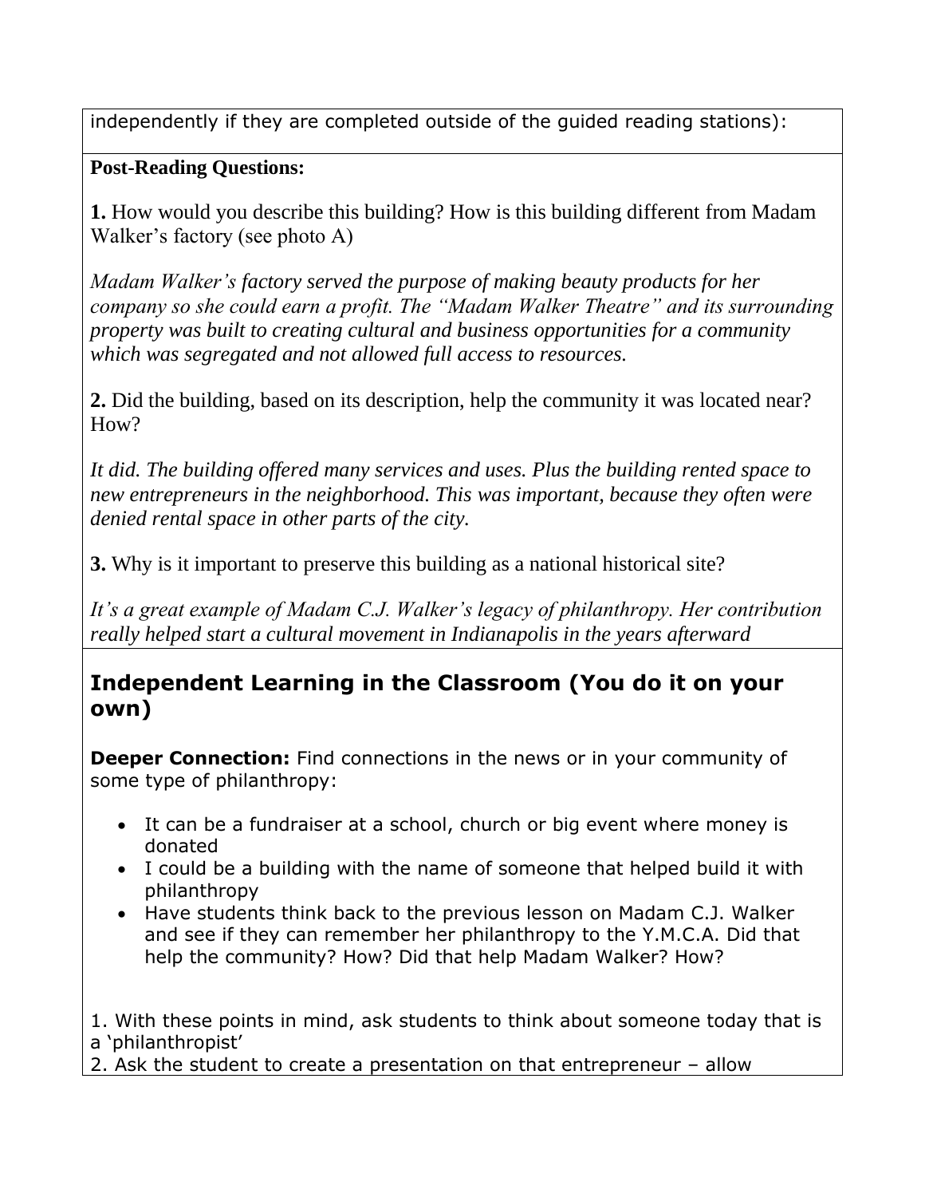independently if they are completed outside of the guided reading stations):

**Post-Reading Questions:**

**1.** How would you describe this building? How is this building different from Madam Walker's factory (see photo A)

*Madam Walker's factory served the purpose of making beauty products for her company so she could earn a profit. The "Madam Walker Theatre" and its surrounding property was built to creating cultural and business opportunities for a community which was segregated and not allowed full access to resources.*

**2.** Did the building, based on its description, help the community it was located near? How?

*It did. The building offered many services and uses. Plus the building rented space to new entrepreneurs in the neighborhood. This was important, because they often were denied rental space in other parts of the city.*

**3.** Why is it important to preserve this building as a national historical site?

*It's a great example of Madam C.J. Walker's legacy of philanthropy. Her contribution really helped start a cultural movement in Indianapolis in the years afterward*

## Independent Learning in the Classroom (You do it on your own)

**Deeper Connection:** Find connections in the news or in your community of some type of philanthropy:

- It can be a fundraiser at a school, church or big event where money is donated
- I could be a building with the name of someone that helped build it with philanthropy
- Have students think back to the previous lesson on Madam C.J. Walker and see if they can remember her philanthropy to the Y.M.C.A. Did that help the community? How? Did that help Madam Walker? How?

1. With these points in mind, ask students to think about someone today that is a 'philanthropist'
2. Ask the student to create a presentation on that entrepreneur – allow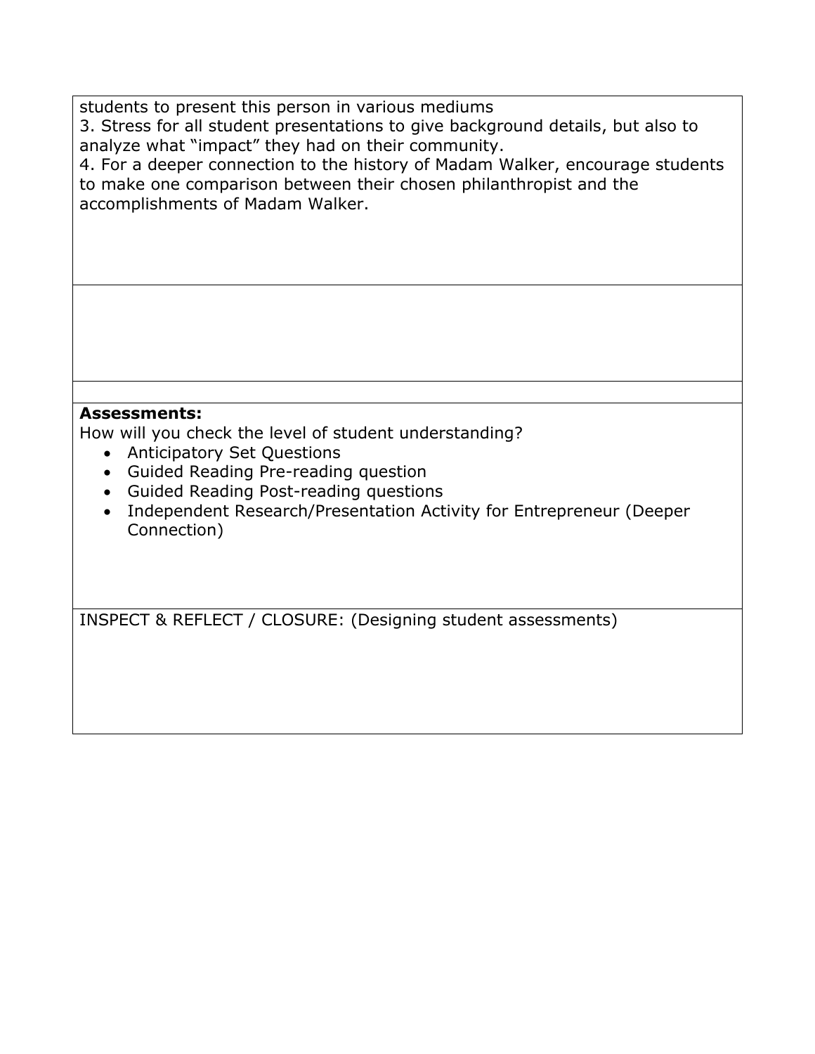students to present this person in various mediums

3. Stress for all student presentations to give background details, but also to analyze what "impact" they had on their community.

4. For a deeper connection to the history of Madam Walker, encourage students to make one comparison between their chosen philanthropist and the accomplishments of Madam Walker.

**Assessments:**

How will you check the level of student understanding?

- Anticipatory Set Questions
- Guided Reading Pre-reading question
- Guided Reading Post-reading questions
- Independent Research/Presentation Activity for Entrepreneur (Deeper Connection)

INSPECT & REFLECT / CLOSURE: (Designing student assessments)